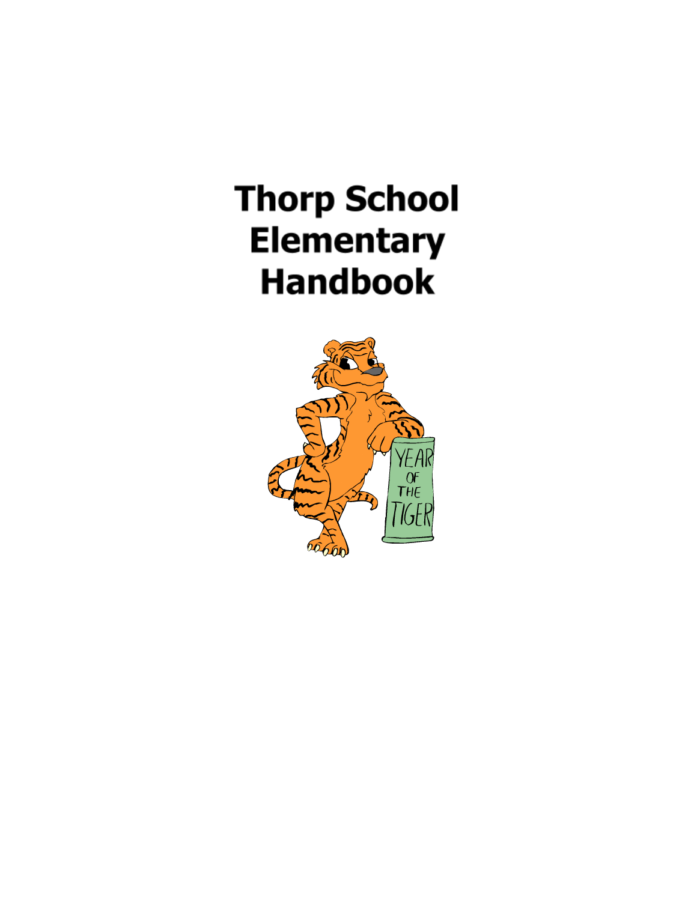# Thorp School Elementary Handbook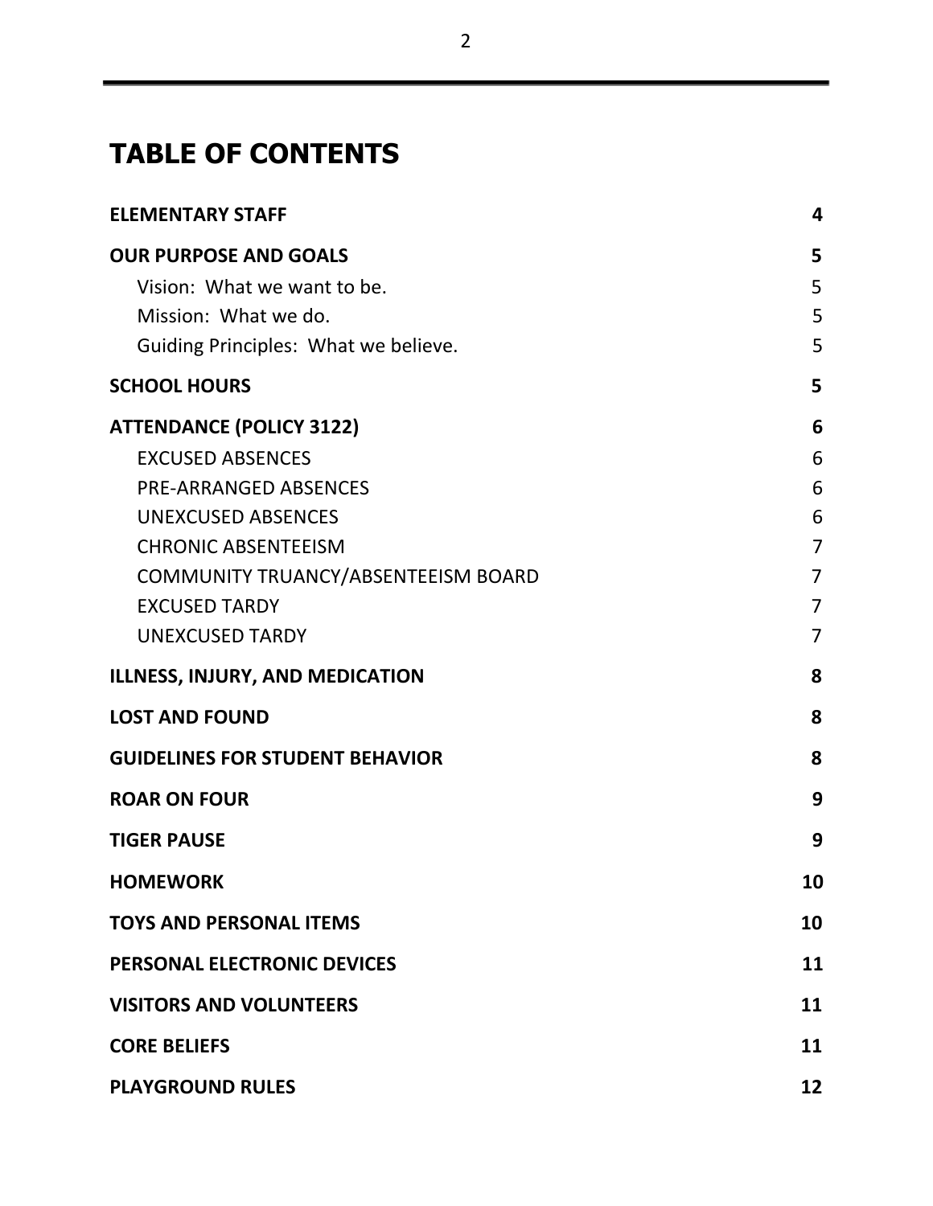# TABLE OF CONTENTS

| | |
|---|---|
| **ELEMENTARY STAFF** | **4** |
| **OUR PURPOSE AND GOALS** | **5** |
| Vision: What we want to be. | 5 |
| Mission: What we do. | 5 |
| Guiding Principles: What we believe. | 5 |
| **SCHOOL HOURS** | **5** |
| **ATTENDANCE (POLICY 3122)** | **6** |
| EXCUSED ABSENCES | 6 |
| PRE-ARRANGED ABSENCES | 6 |
| UNEXCUSED ABSENCES | 6 |
| CHRONIC ABSENTEEISM | 7 |
| COMMUNITY TRUANCY/ABSENTEEISM BOARD | 7 |
| EXCUSED TARDY | 7 |
| UNEXCUSED TARDY | 7 |
| **ILLNESS, INJURY, AND MEDICATION** | **8** |
| **LOST AND FOUND** | **8** |
| **GUIDELINES FOR STUDENT BEHAVIOR** | **8** |
| **ROAR ON FOUR** | **9** |
| **TIGER PAUSE** | **9** |
| **HOMEWORK** | **10** |
| **TOYS AND PERSONAL ITEMS** | **10** |
| **PERSONAL ELECTRONIC DEVICES** | **11** |
| **VISITORS AND VOLUNTEERS** | **11** |
| **CORE BELIEFS** | **11** |
| **PLAYGROUND RULES** | **12** |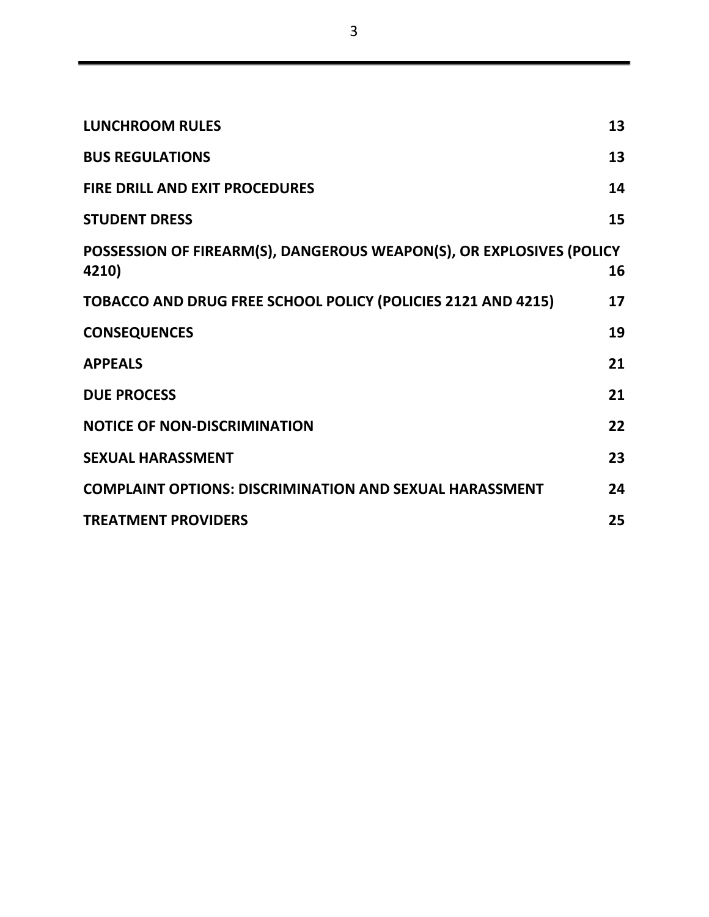| | |
|---|---|
| **LUNCHROOM RULES** | **13** |
| **BUS REGULATIONS** | **13** |
| **FIRE DRILL AND EXIT PROCEDURES** | **14** |
| **STUDENT DRESS** | **15** |
| **POSSESSION OF FIREARM(S), DANGEROUS WEAPON(S), OR EXPLOSIVES (POLICY 4210)** | **16** |
| **TOBACCO AND DRUG FREE SCHOOL POLICY (POLICIES 2121 AND 4215)** | **17** |
| **CONSEQUENCES** | **19** |
| **APPEALS** | **21** |
| **DUE PROCESS** | **21** |
| **NOTICE OF NON-DISCRIMINATION** | **22** |
| **SEXUAL HARASSMENT** | **23** |
| **COMPLAINT OPTIONS: DISCRIMINATION AND SEXUAL HARASSMENT** | **24** |
| **TREATMENT PROVIDERS** | **25** |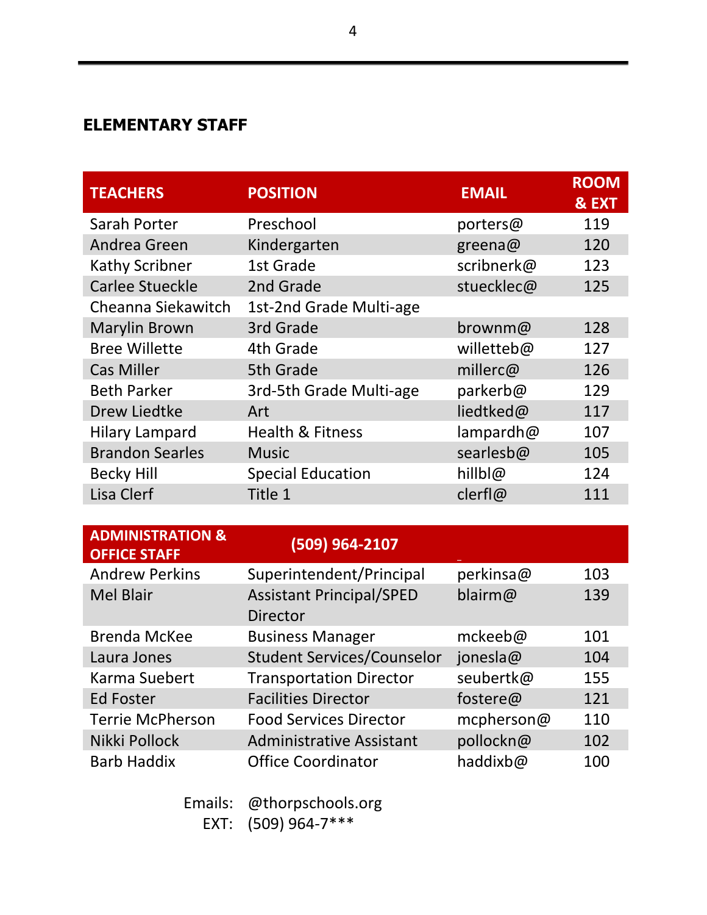## ELEMENTARY STAFF

| TEACHERS | POSITION | EMAIL | ROOM & EXT |
|---|---|---|---|
| Sarah Porter | Preschool | porters@ | 119 |
| Andrea Green | Kindergarten | greena@ | 120 |
| Kathy Scribner | 1st Grade | scribnerk@ | 123 |
| Carlee Stueckle | 2nd Grade | stuecklec@ | 125 |
| Cheanna Siekawitch | 1st-2nd Grade Multi-age | | |
| Marylin Brown | 3rd Grade | brownm@ | 128 |
| Bree Willette | 4th Grade | willetteb@ | 127 |
| Cas Miller | 5th Grade | millerc@ | 126 |
| Beth Parker | 3rd-5th Grade Multi-age | parkerb@ | 129 |
| Drew Liedtke | Art | liedtked@ | 117 |
| Hilary Lampard | Health & Fitness | lampardh@ | 107 |
| Brandon Searles | Music | searlesb@ | 105 |
| Becky Hill | Special Education | hillbl@ | 124 |
| Lisa Clerf | Title 1 | clerfl@ | 111 |

| ADMINISTRATION & OFFICE STAFF | (509) 964-2107 | | |
|---|---|---|---|
| Andrew Perkins | Superintendent/Principal | perkinsa@ | 103 |
| Mel Blair | Assistant Principal/SPED Director | blairm@ | 139 |
| Brenda McKee | Business Manager | mckeeb@ | 101 |
| Laura Jones | Student Services/Counselor | jonesla@ | 104 |
| Karma Suebert | Transportation Director | seubertk@ | 155 |
| Ed Foster | Facilities Director | fostere@ | 121 |
| Terrie McPherson | Food Services Director | mcpherson@ | 110 |
| Nikki Pollock | Administrative Assistant | pollockn@ | 102 |
| Barb Haddix | Office Coordinator | haddixb@ | 100 |

Emails: @thorpschools.org
EXT: (509) 964-7***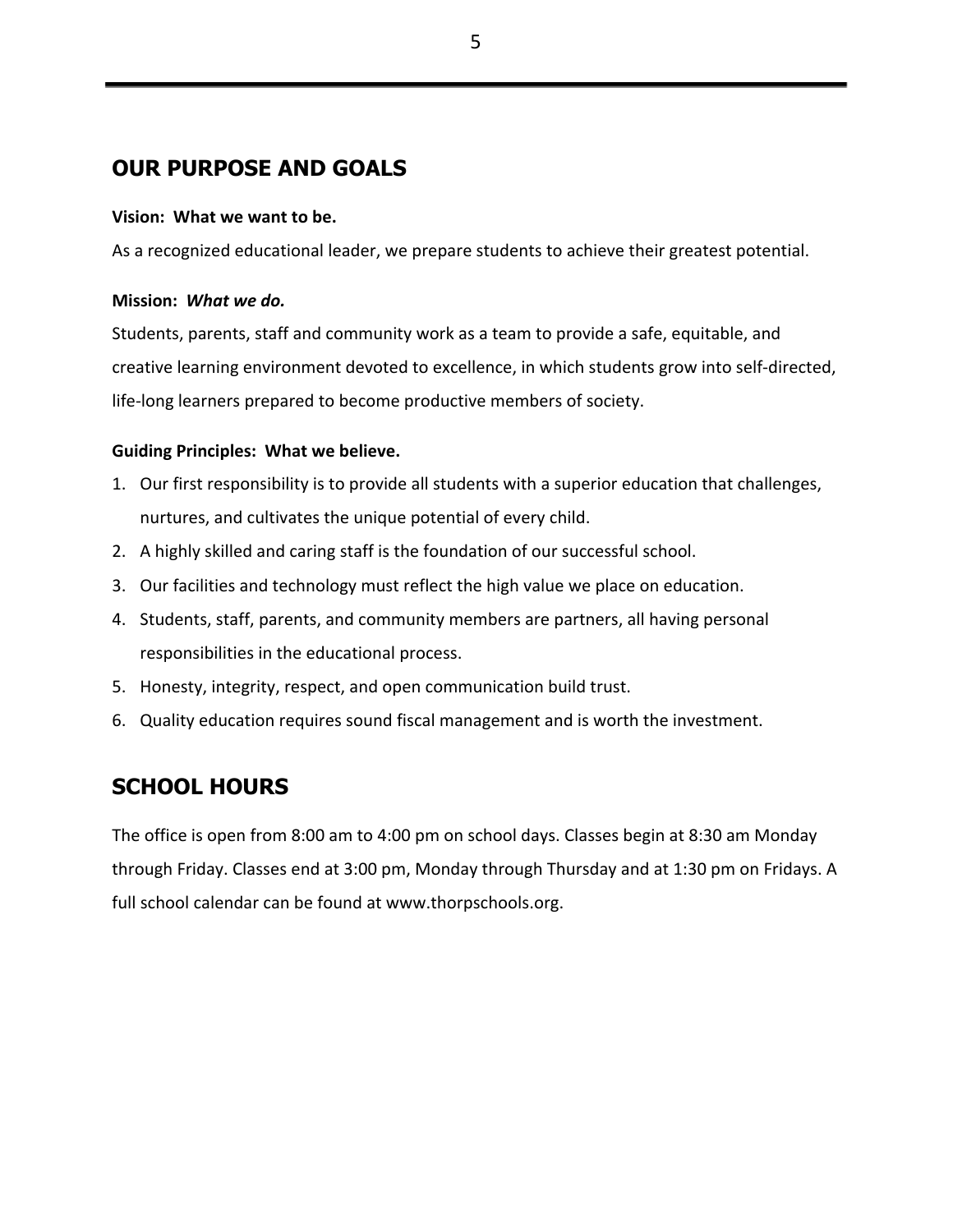## OUR PURPOSE AND GOALS

**Vision: What we want to be.**

As a recognized educational leader, we prepare students to achieve their greatest potential.

**Mission:** ***What we do.***

Students, parents, staff and community work as a team to provide a safe, equitable, and creative learning environment devoted to excellence, in which students grow into self-directed, life-long learners prepared to become productive members of society.

**Guiding Principles: What we believe.**

1. Our first responsibility is to provide all students with a superior education that challenges, nurtures, and cultivates the unique potential of every child.
2. A highly skilled and caring staff is the foundation of our successful school.
3. Our facilities and technology must reflect the high value we place on education.
4. Students, staff, parents, and community members are partners, all having personal responsibilities in the educational process.
5. Honesty, integrity, respect, and open communication build trust.
6. Quality education requires sound fiscal management and is worth the investment.

## SCHOOL HOURS

The office is open from 8:00 am to 4:00 pm on school days. Classes begin at 8:30 am Monday through Friday. Classes end at 3:00 pm, Monday through Thursday and at 1:30 pm on Fridays. A full school calendar can be found at www.thorpschools.org.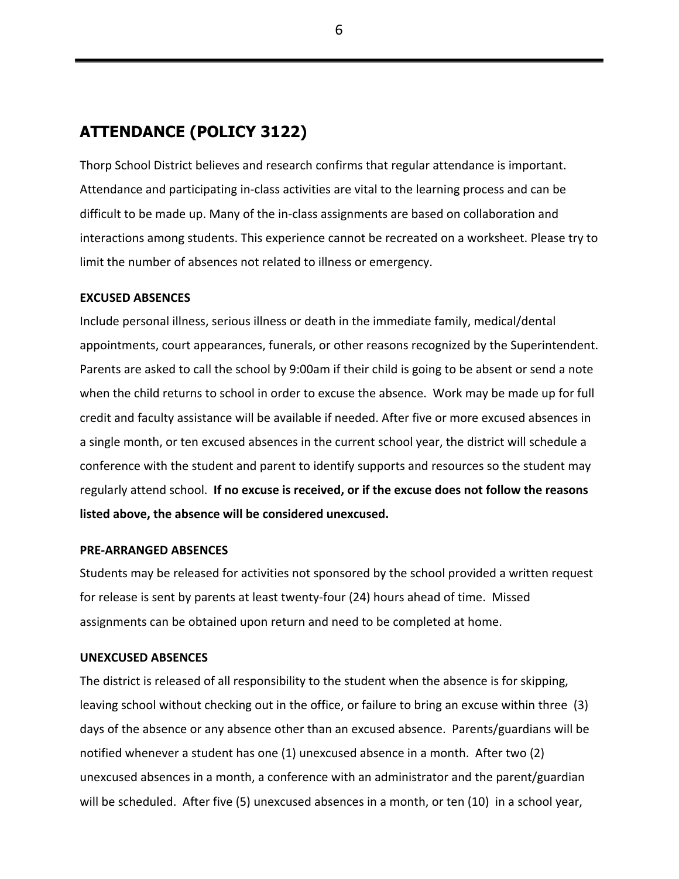## ATTENDANCE (POLICY 3122)

Thorp School District believes and research confirms that regular attendance is important. Attendance and participating in-class activities are vital to the learning process and can be difficult to be made up. Many of the in-class assignments are based on collaboration and interactions among students. This experience cannot be recreated on a worksheet. Please try to limit the number of absences not related to illness or emergency.

### EXCUSED ABSENCES

Include personal illness, serious illness or death in the immediate family, medical/dental appointments, court appearances, funerals, or other reasons recognized by the Superintendent. Parents are asked to call the school by 9:00am if their child is going to be absent or send a note when the child returns to school in order to excuse the absence. Work may be made up for full credit and faculty assistance will be available if needed. After five or more excused absences in a single month, or ten excused absences in the current school year, the district will schedule a conference with the student and parent to identify supports and resources so the student may regularly attend school. **If no excuse is received, or if the excuse does not follow the reasons listed above, the absence will be considered unexcused.**

### PRE-ARRANGED ABSENCES

Students may be released for activities not sponsored by the school provided a written request for release is sent by parents at least twenty-four (24) hours ahead of time. Missed assignments can be obtained upon return and need to be completed at home.

### UNEXCUSED ABSENCES

The district is released of all responsibility to the student when the absence is for skipping, leaving school without checking out in the office, or failure to bring an excuse within three (3) days of the absence or any absence other than an excused absence. Parents/guardians will be notified whenever a student has one (1) unexcused absence in a month. After two (2) unexcused absences in a month, a conference with an administrator and the parent/guardian will be scheduled. After five (5) unexcused absences in a month, or ten (10) in a school year,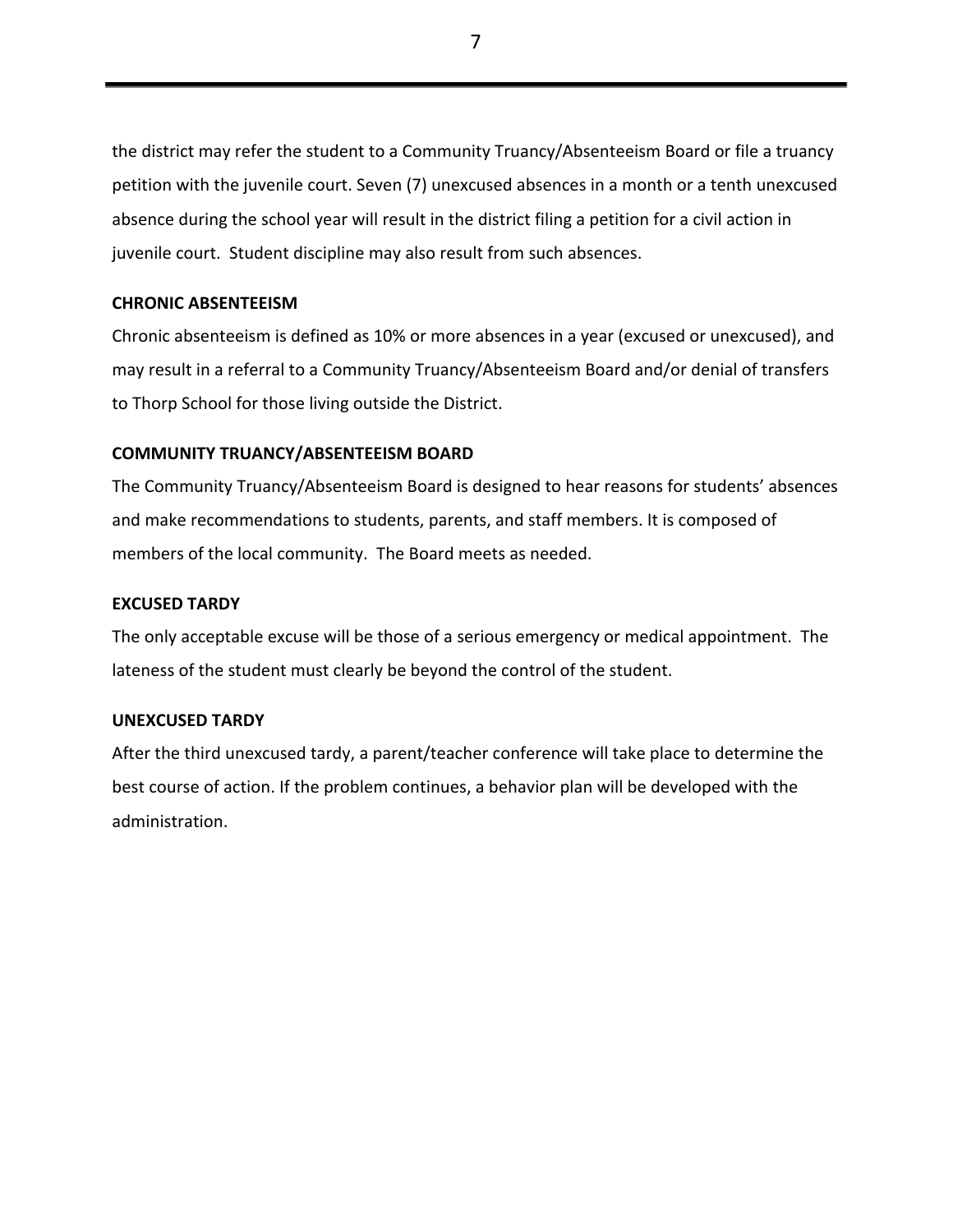the district may refer the student to a Community Truancy/Absenteeism Board or file a truancy petition with the juvenile court. Seven (7) unexcused absences in a month or a tenth unexcused absence during the school year will result in the district filing a petition for a civil action in juvenile court. Student discipline may also result from such absences.

**CHRONIC ABSENTEEISM**

Chronic absenteeism is defined as 10% or more absences in a year (excused or unexcused), and may result in a referral to a Community Truancy/Absenteeism Board and/or denial of transfers to Thorp School for those living outside the District.

**COMMUNITY TRUANCY/ABSENTEEISM BOARD**

The Community Truancy/Absenteeism Board is designed to hear reasons for students' absences and make recommendations to students, parents, and staff members. It is composed of members of the local community. The Board meets as needed.

**EXCUSED TARDY**

The only acceptable excuse will be those of a serious emergency or medical appointment. The lateness of the student must clearly be beyond the control of the student.

**UNEXCUSED TARDY**

After the third unexcused tardy, a parent/teacher conference will take place to determine the best course of action. If the problem continues, a behavior plan will be developed with the administration.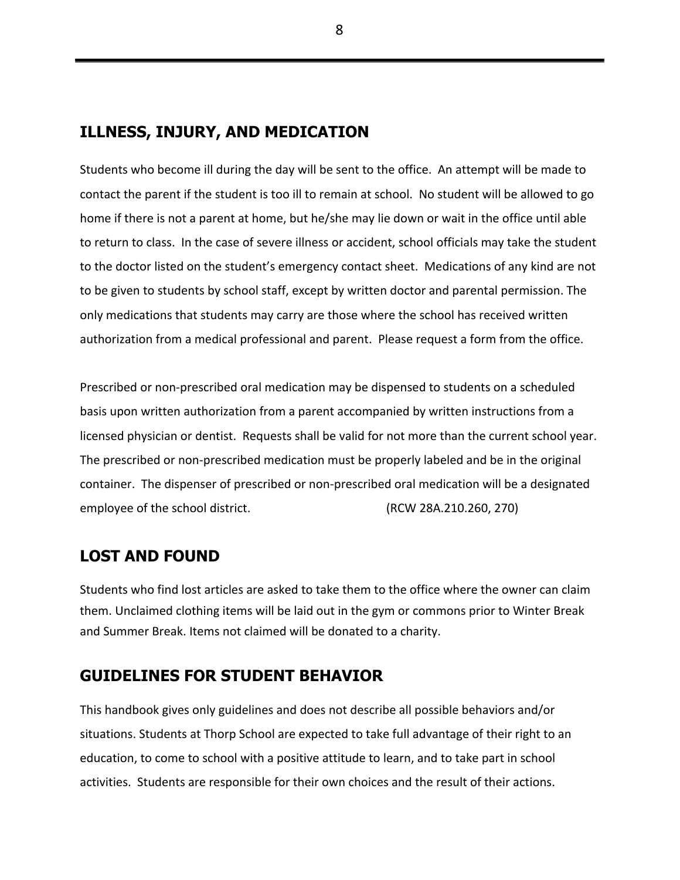## ILLNESS, INJURY, AND MEDICATION

Students who become ill during the day will be sent to the office. An attempt will be made to contact the parent if the student is too ill to remain at school. No student will be allowed to go home if there is not a parent at home, but he/she may lie down or wait in the office until able to return to class. In the case of severe illness or accident, school officials may take the student to the doctor listed on the student's emergency contact sheet. Medications of any kind are not to be given to students by school staff, except by written doctor and parental permission. The only medications that students may carry are those where the school has received written authorization from a medical professional and parent. Please request a form from the office.

Prescribed or non-prescribed oral medication may be dispensed to students on a scheduled basis upon written authorization from a parent accompanied by written instructions from a licensed physician or dentist. Requests shall be valid for not more than the current school year. The prescribed or non-prescribed medication must be properly labeled and be in the original container. The dispenser of prescribed or non-prescribed oral medication will be a designated employee of the school district. (RCW 28A.210.260, 270)

## LOST AND FOUND

Students who find lost articles are asked to take them to the office where the owner can claim them. Unclaimed clothing items will be laid out in the gym or commons prior to Winter Break and Summer Break. Items not claimed will be donated to a charity.

## GUIDELINES FOR STUDENT BEHAVIOR

This handbook gives only guidelines and does not describe all possible behaviors and/or situations. Students at Thorp School are expected to take full advantage of their right to an education, to come to school with a positive attitude to learn, and to take part in school activities. Students are responsible for their own choices and the result of their actions.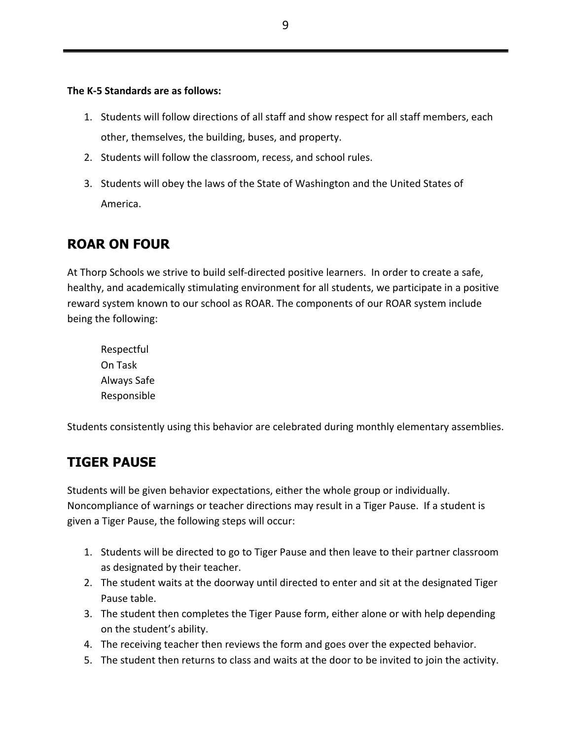**The K-5 Standards are as follows:**

1. Students will follow directions of all staff and show respect for all staff members, each other, themselves, the building, buses, and property.
2. Students will follow the classroom, recess, and school rules.
3. Students will obey the laws of the State of Washington and the United States of America.

## ROAR ON FOUR

At Thorp Schools we strive to build self-directed positive learners. In order to create a safe, healthy, and academically stimulating environment for all students, we participate in a positive reward system known to our school as ROAR. The components of our ROAR system include being the following:

Respectful
On Task
Always Safe
Responsible

Students consistently using this behavior are celebrated during monthly elementary assemblies.

## TIGER PAUSE

Students will be given behavior expectations, either the whole group or individually. Noncompliance of warnings or teacher directions may result in a Tiger Pause. If a student is given a Tiger Pause, the following steps will occur:

1. Students will be directed to go to Tiger Pause and then leave to their partner classroom as designated by their teacher.
2. The student waits at the doorway until directed to enter and sit at the designated Tiger Pause table.
3. The student then completes the Tiger Pause form, either alone or with help depending on the student's ability.
4. The receiving teacher then reviews the form and goes over the expected behavior.
5. The student then returns to class and waits at the door to be invited to join the activity.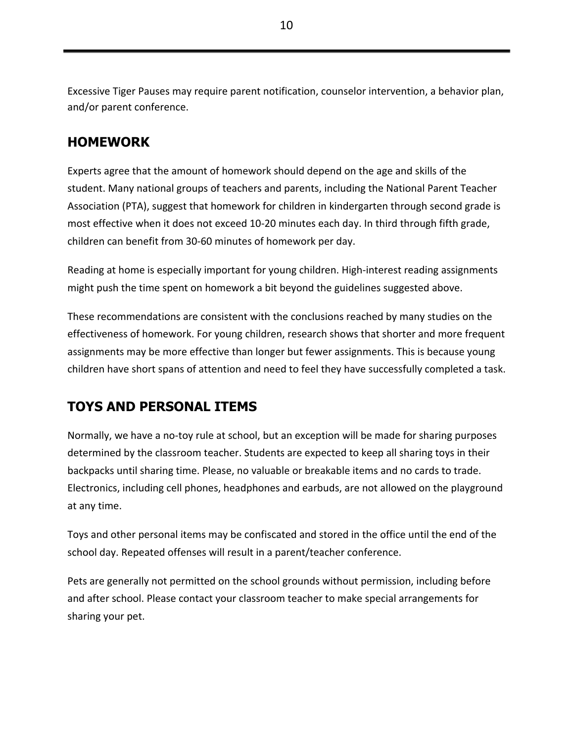Excessive Tiger Pauses may require parent notification, counselor intervention, a behavior plan, and/or parent conference.

## HOMEWORK

Experts agree that the amount of homework should depend on the age and skills of the student. Many national groups of teachers and parents, including the National Parent Teacher Association (PTA), suggest that homework for children in kindergarten through second grade is most effective when it does not exceed 10-20 minutes each day. In third through fifth grade, children can benefit from 30-60 minutes of homework per day.

Reading at home is especially important for young children. High-interest reading assignments might push the time spent on homework a bit beyond the guidelines suggested above.

These recommendations are consistent with the conclusions reached by many studies on the effectiveness of homework. For young children, research shows that shorter and more frequent assignments may be more effective than longer but fewer assignments. This is because young children have short spans of attention and need to feel they have successfully completed a task.

## TOYS AND PERSONAL ITEMS

Normally, we have a no-toy rule at school, but an exception will be made for sharing purposes determined by the classroom teacher. Students are expected to keep all sharing toys in their backpacks until sharing time. Please, no valuable or breakable items and no cards to trade. Electronics, including cell phones, headphones and earbuds, are not allowed on the playground at any time.

Toys and other personal items may be confiscated and stored in the office until the end of the school day. Repeated offenses will result in a parent/teacher conference.

Pets are generally not permitted on the school grounds without permission, including before and after school. Please contact your classroom teacher to make special arrangements for sharing your pet.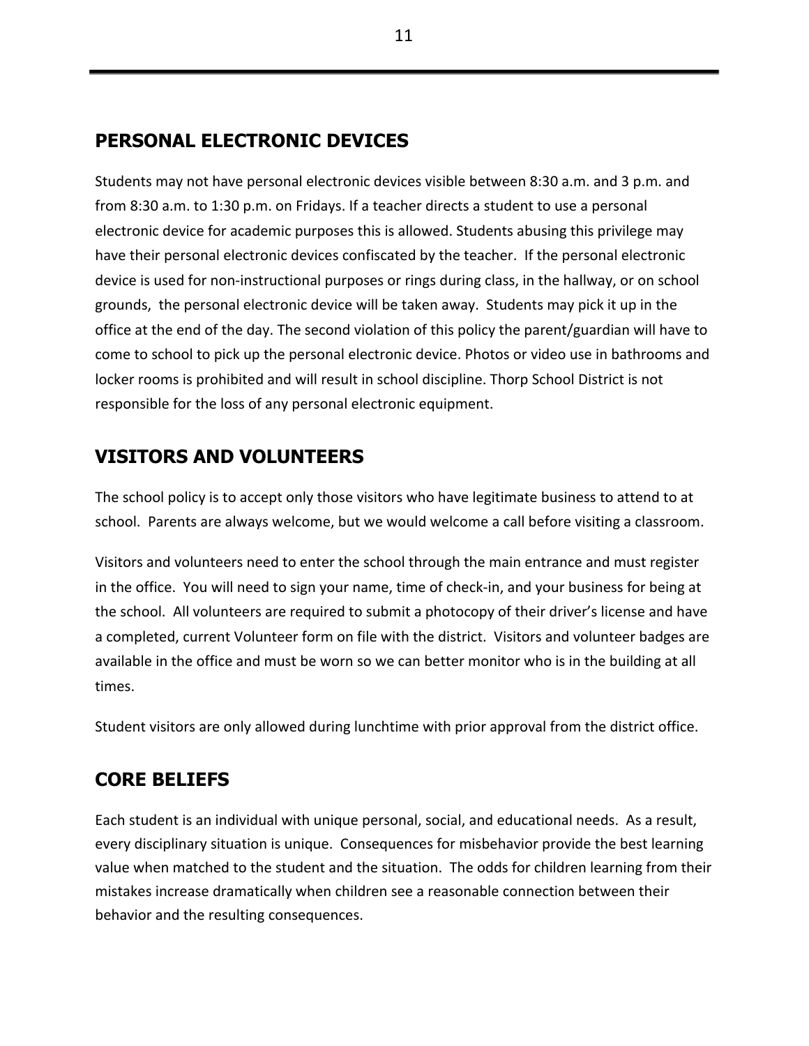## PERSONAL ELECTRONIC DEVICES

Students may not have personal electronic devices visible between 8:30 a.m. and 3 p.m. and from 8:30 a.m. to 1:30 p.m. on Fridays. If a teacher directs a student to use a personal electronic device for academic purposes this is allowed. Students abusing this privilege may have their personal electronic devices confiscated by the teacher. If the personal electronic device is used for non-instructional purposes or rings during class, in the hallway, or on school grounds, the personal electronic device will be taken away. Students may pick it up in the office at the end of the day. The second violation of this policy the parent/guardian will have to come to school to pick up the personal electronic device. Photos or video use in bathrooms and locker rooms is prohibited and will result in school discipline. Thorp School District is not responsible for the loss of any personal electronic equipment.

## VISITORS AND VOLUNTEERS

The school policy is to accept only those visitors who have legitimate business to attend to at school. Parents are always welcome, but we would welcome a call before visiting a classroom.

Visitors and volunteers need to enter the school through the main entrance and must register in the office. You will need to sign your name, time of check-in, and your business for being at the school. All volunteers are required to submit a photocopy of their driver's license and have a completed, current Volunteer form on file with the district. Visitors and volunteer badges are available in the office and must be worn so we can better monitor who is in the building at all times.

Student visitors are only allowed during lunchtime with prior approval from the district office.

## CORE BELIEFS

Each student is an individual with unique personal, social, and educational needs. As a result, every disciplinary situation is unique. Consequences for misbehavior provide the best learning value when matched to the student and the situation. The odds for children learning from their mistakes increase dramatically when children see a reasonable connection between their behavior and the resulting consequences.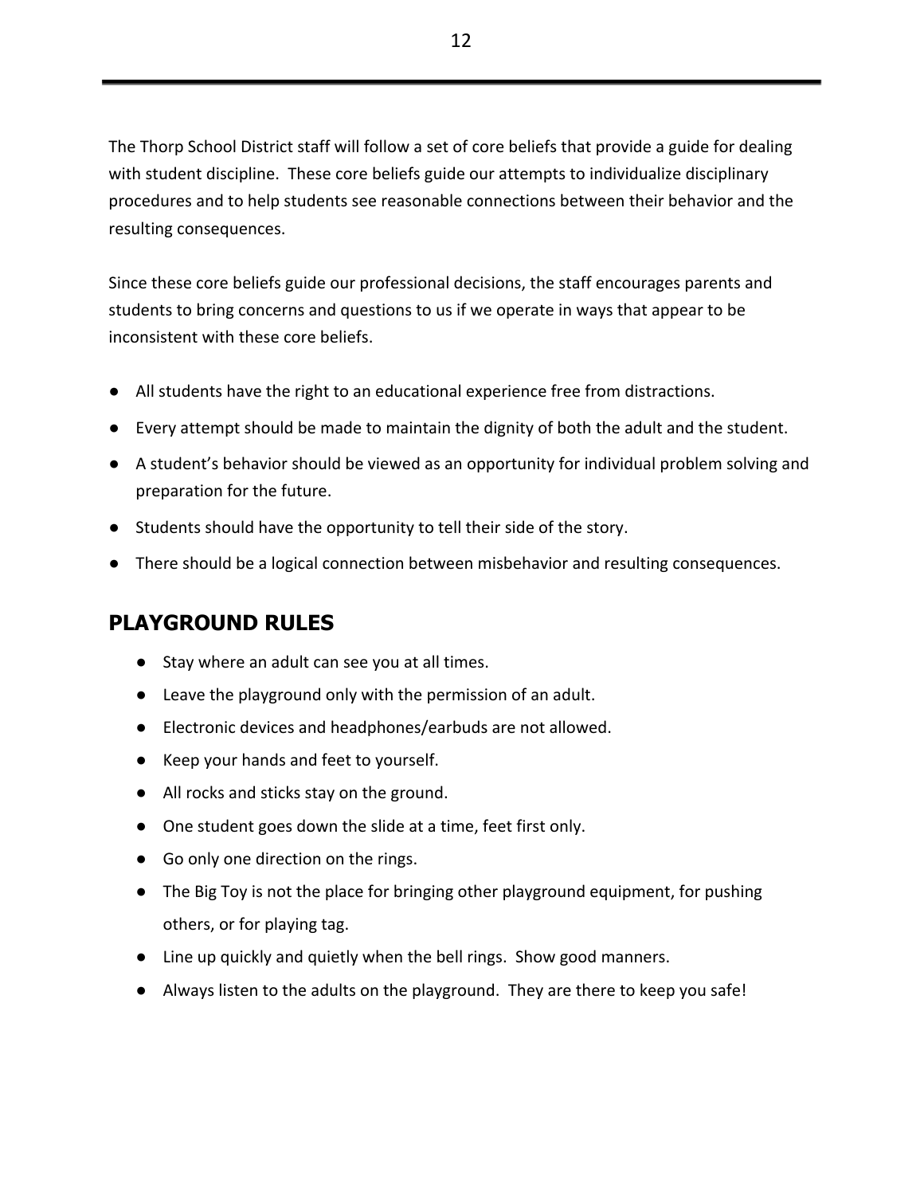The Thorp School District staff will follow a set of core beliefs that provide a guide for dealing with student discipline.  These core beliefs guide our attempts to individualize disciplinary procedures and to help students see reasonable connections between their behavior and the resulting consequences.

Since these core beliefs guide our professional decisions, the staff encourages parents and students to bring concerns and questions to us if we operate in ways that appear to be inconsistent with these core beliefs.

- All students have the right to an educational experience free from distractions.
- Every attempt should be made to maintain the dignity of both the adult and the student.
- A student's behavior should be viewed as an opportunity for individual problem solving and preparation for the future.
- Students should have the opportunity to tell their side of the story.
- There should be a logical connection between misbehavior and resulting consequences.

## PLAYGROUND RULES

- Stay where an adult can see you at all times.
- Leave the playground only with the permission of an adult.
- Electronic devices and headphones/earbuds are not allowed.
- Keep your hands and feet to yourself.
- All rocks and sticks stay on the ground.
- One student goes down the slide at a time, feet first only.
- Go only one direction on the rings.
- The Big Toy is not the place for bringing other playground equipment, for pushing others, or for playing tag.
- Line up quickly and quietly when the bell rings.  Show good manners.
- Always listen to the adults on the playground.  They are there to keep you safe!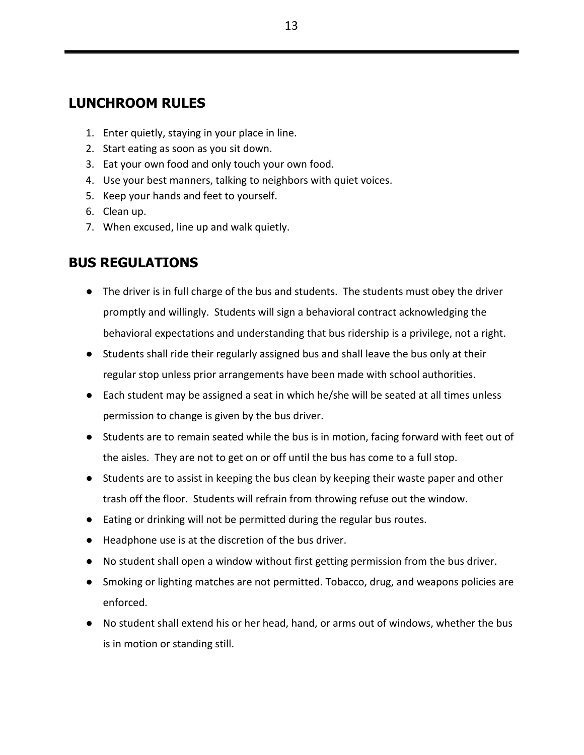## LUNCHROOM RULES

1. Enter quietly, staying in your place in line.
2. Start eating as soon as you sit down.
3. Eat your own food and only touch your own food.
4. Use your best manners, talking to neighbors with quiet voices.
5. Keep your hands and feet to yourself.
6. Clean up.
7. When excused, line up and walk quietly.

## BUS REGULATIONS

- The driver is in full charge of the bus and students. The students must obey the driver promptly and willingly. Students will sign a behavioral contract acknowledging the behavioral expectations and understanding that bus ridership is a privilege, not a right.
- Students shall ride their regularly assigned bus and shall leave the bus only at their regular stop unless prior arrangements have been made with school authorities.
- Each student may be assigned a seat in which he/she will be seated at all times unless permission to change is given by the bus driver.
- Students are to remain seated while the bus is in motion, facing forward with feet out of the aisles. They are not to get on or off until the bus has come to a full stop.
- Students are to assist in keeping the bus clean by keeping their waste paper and other trash off the floor. Students will refrain from throwing refuse out the window.
- Eating or drinking will not be permitted during the regular bus routes.
- Headphone use is at the discretion of the bus driver.
- No student shall open a window without first getting permission from the bus driver.
- Smoking or lighting matches are not permitted. Tobacco, drug, and weapons policies are enforced.
- No student shall extend his or her head, hand, or arms out of windows, whether the bus is in motion or standing still.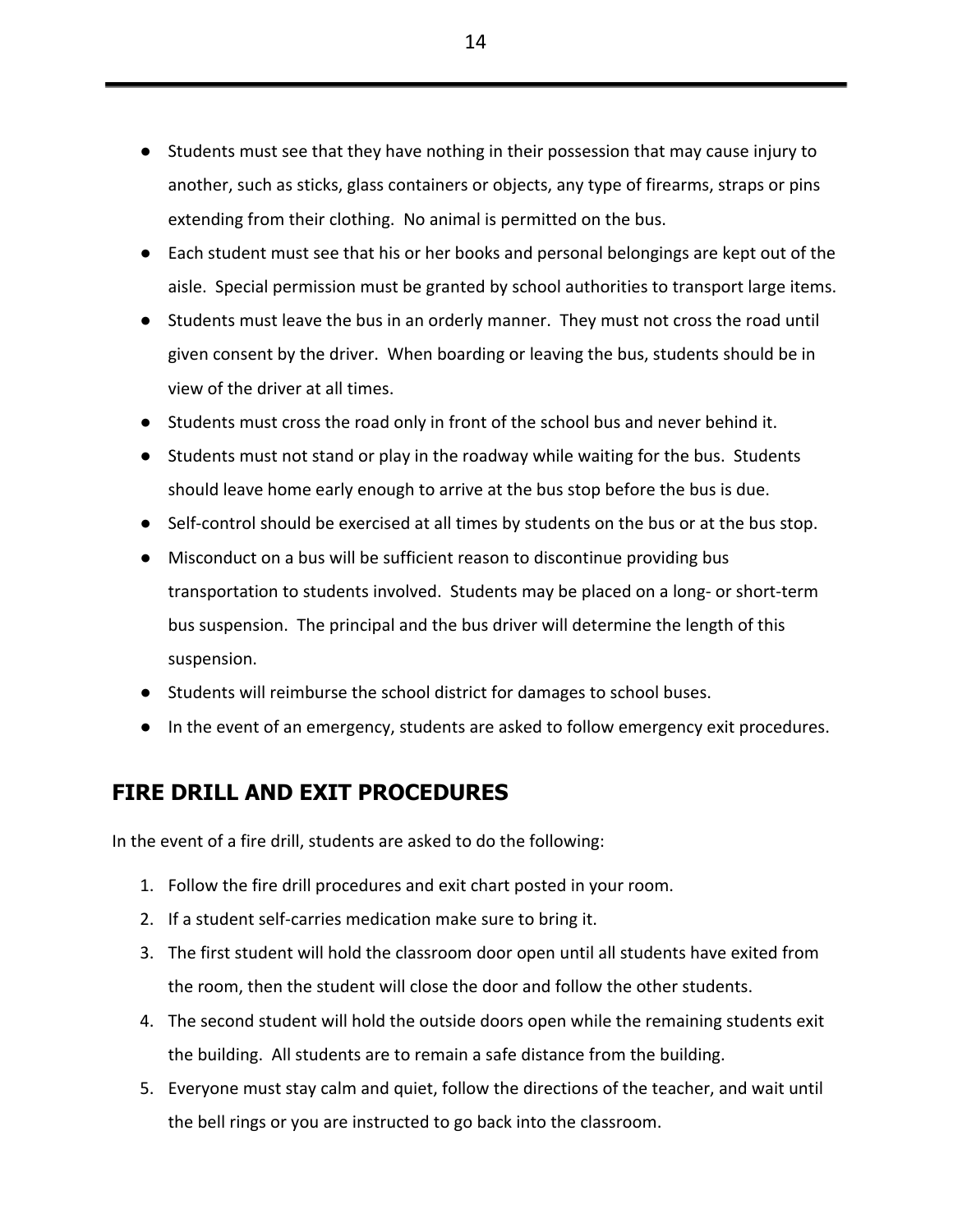- Students must see that they have nothing in their possession that may cause injury to another, such as sticks, glass containers or objects, any type of firearms, straps or pins extending from their clothing. No animal is permitted on the bus.
- Each student must see that his or her books and personal belongings are kept out of the aisle. Special permission must be granted by school authorities to transport large items.
- Students must leave the bus in an orderly manner. They must not cross the road until given consent by the driver. When boarding or leaving the bus, students should be in view of the driver at all times.
- Students must cross the road only in front of the school bus and never behind it.
- Students must not stand or play in the roadway while waiting for the bus. Students should leave home early enough to arrive at the bus stop before the bus is due.
- Self-control should be exercised at all times by students on the bus or at the bus stop.
- Misconduct on a bus will be sufficient reason to discontinue providing bus transportation to students involved. Students may be placed on a long- or short-term bus suspension. The principal and the bus driver will determine the length of this suspension.
- Students will reimburse the school district for damages to school buses.
- In the event of an emergency, students are asked to follow emergency exit procedures.

## FIRE DRILL AND EXIT PROCEDURES

In the event of a fire drill, students are asked to do the following:

1. Follow the fire drill procedures and exit chart posted in your room.
2. If a student self-carries medication make sure to bring it.
3. The first student will hold the classroom door open until all students have exited from the room, then the student will close the door and follow the other students.
4. The second student will hold the outside doors open while the remaining students exit the building. All students are to remain a safe distance from the building.
5. Everyone must stay calm and quiet, follow the directions of the teacher, and wait until the bell rings or you are instructed to go back into the classroom.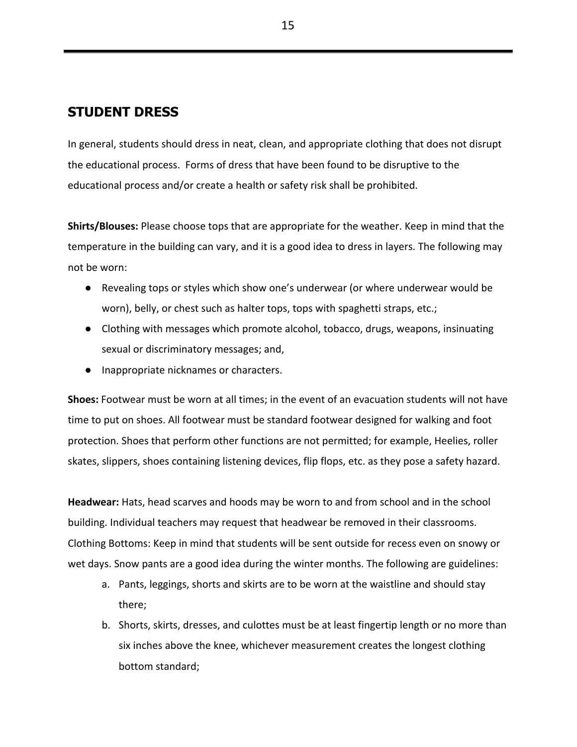## STUDENT DRESS

In general, students should dress in neat, clean, and appropriate clothing that does not disrupt the educational process. Forms of dress that have been found to be disruptive to the educational process and/or create a health or safety risk shall be prohibited.

**Shirts/Blouses:** Please choose tops that are appropriate for the weather. Keep in mind that the temperature in the building can vary, and it is a good idea to dress in layers. The following may not be worn:

- Revealing tops or styles which show one's underwear (or where underwear would be worn), belly, or chest such as halter tops, tops with spaghetti straps, etc.;
- Clothing with messages which promote alcohol, tobacco, drugs, weapons, insinuating sexual or discriminatory messages; and,
- Inappropriate nicknames or characters.

**Shoes:** Footwear must be worn at all times; in the event of an evacuation students will not have time to put on shoes. All footwear must be standard footwear designed for walking and foot protection. Shoes that perform other functions are not permitted; for example, Heelies, roller skates, slippers, shoes containing listening devices, flip flops, etc. as they pose a safety hazard.

**Headwear:** Hats, head scarves and hoods may be worn to and from school and in the school building. Individual teachers may request that headwear be removed in their classrooms. Clothing Bottoms: Keep in mind that students will be sent outside for recess even on snowy or wet days. Snow pants are a good idea during the winter months. The following are guidelines:

a. Pants, leggings, shorts and skirts are to be worn at the waistline and should stay there;
b. Shorts, skirts, dresses, and culottes must be at least fingertip length or no more than six inches above the knee, whichever measurement creates the longest clothing bottom standard;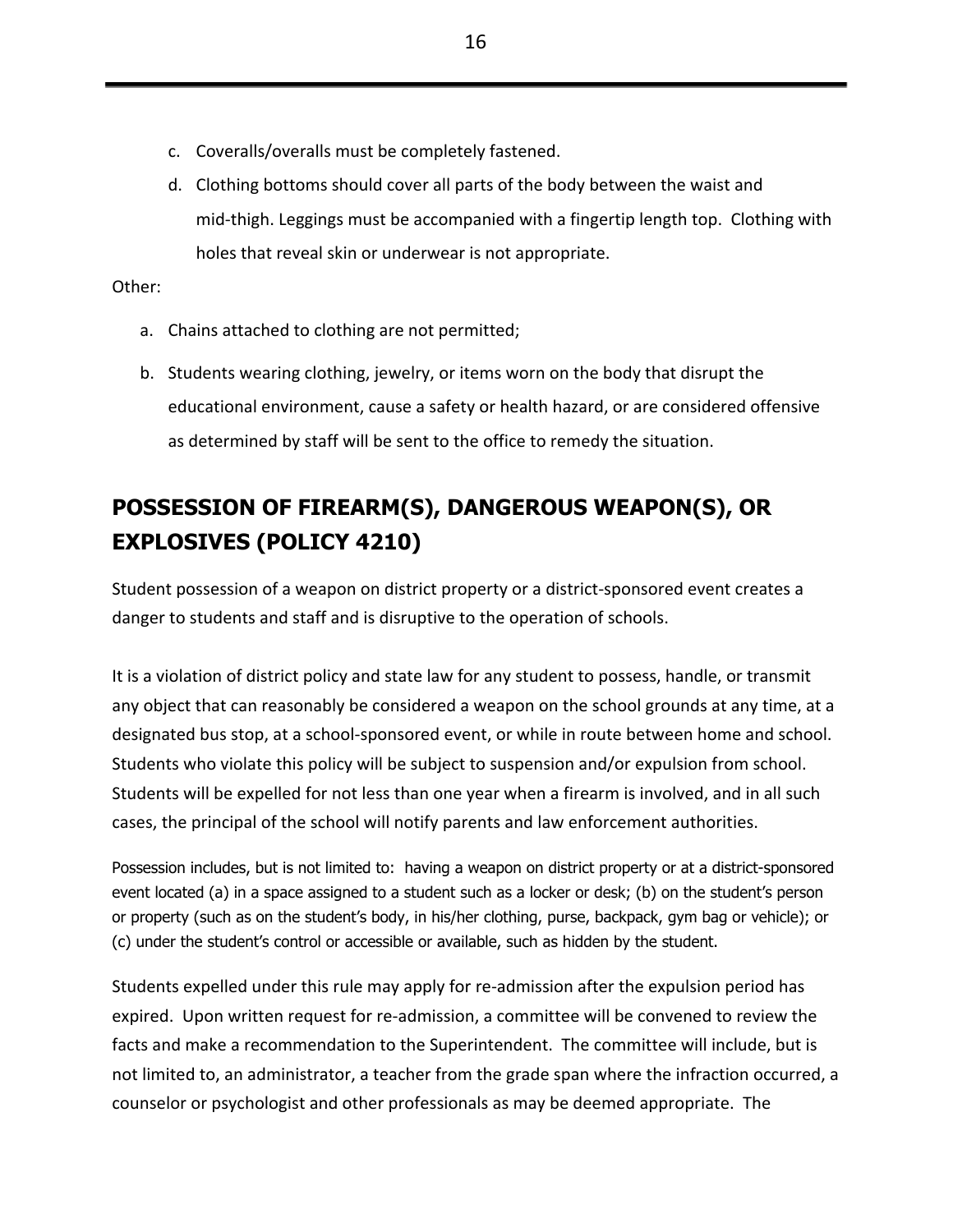c. Coveralls/overalls must be completely fastened.

d. Clothing bottoms should cover all parts of the body between the waist and mid-thigh. Leggings must be accompanied with a fingertip length top. Clothing with holes that reveal skin or underwear is not appropriate.

Other:

a. Chains attached to clothing are not permitted;

b. Students wearing clothing, jewelry, or items worn on the body that disrupt the educational environment, cause a safety or health hazard, or are considered offensive as determined by staff will be sent to the office to remedy the situation.

## POSSESSION OF FIREARM(S), DANGEROUS WEAPON(S), OR EXPLOSIVES (POLICY 4210)

Student possession of a weapon on district property or a district-sponsored event creates a danger to students and staff and is disruptive to the operation of schools.

It is a violation of district policy and state law for any student to possess, handle, or transmit any object that can reasonably be considered a weapon on the school grounds at any time, at a designated bus stop, at a school-sponsored event, or while in route between home and school. Students who violate this policy will be subject to suspension and/or expulsion from school. Students will be expelled for not less than one year when a firearm is involved, and in all such cases, the principal of the school will notify parents and law enforcement authorities.

Possession includes, but is not limited to: having a weapon on district property or at a district-sponsored event located (a) in a space assigned to a student such as a locker or desk; (b) on the student's person or property (such as on the student's body, in his/her clothing, purse, backpack, gym bag or vehicle); or (c) under the student's control or accessible or available, such as hidden by the student.

Students expelled under this rule may apply for re-admission after the expulsion period has expired. Upon written request for re-admission, a committee will be convened to review the facts and make a recommendation to the Superintendent. The committee will include, but is not limited to, an administrator, a teacher from the grade span where the infraction occurred, a counselor or psychologist and other professionals as may be deemed appropriate. The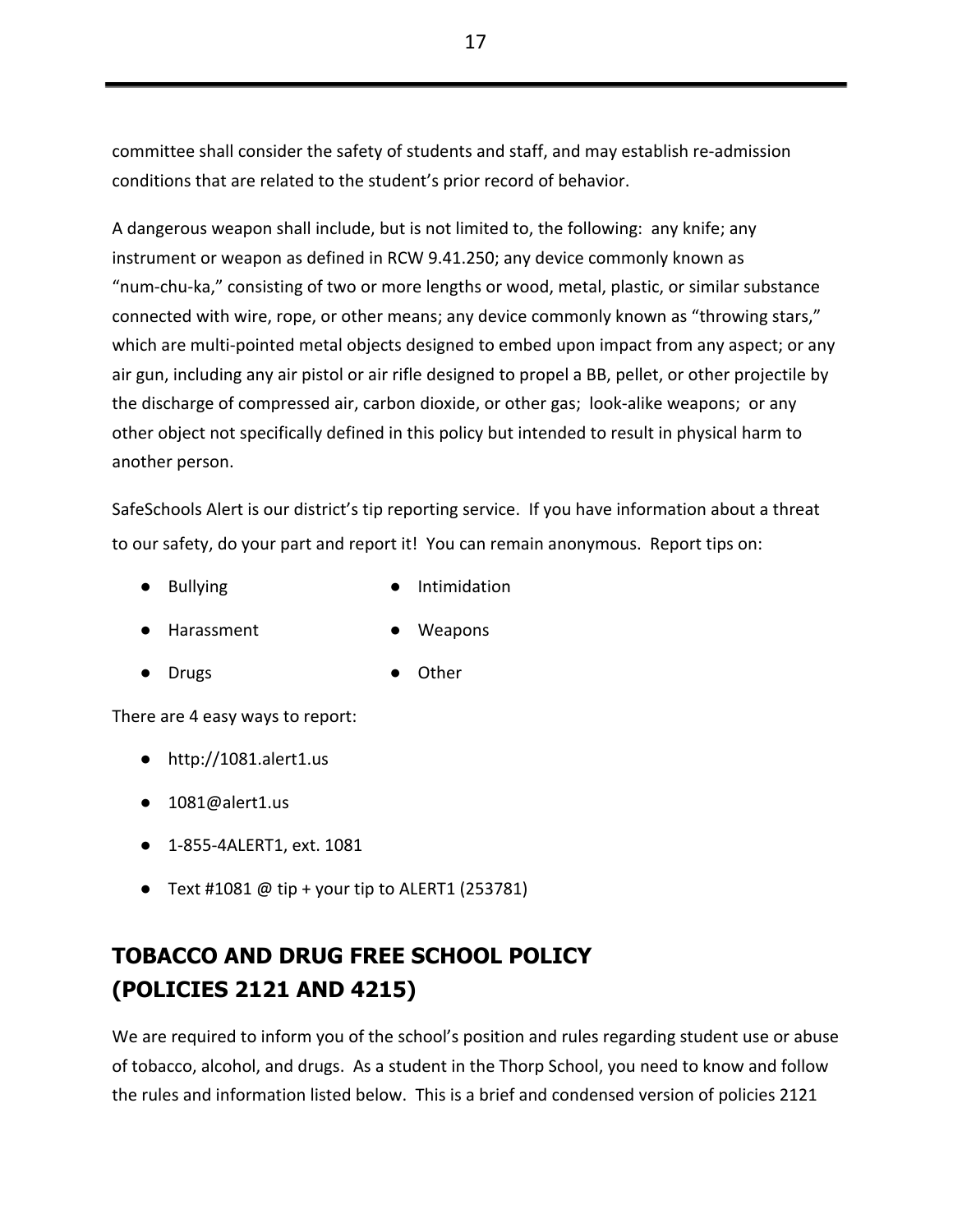committee shall consider the safety of students and staff, and may establish re-admission conditions that are related to the student's prior record of behavior.

A dangerous weapon shall include, but is not limited to, the following: any knife; any instrument or weapon as defined in RCW 9.41.250; any device commonly known as "num-chu-ka," consisting of two or more lengths or wood, metal, plastic, or similar substance connected with wire, rope, or other means; any device commonly known as "throwing stars," which are multi-pointed metal objects designed to embed upon impact from any aspect; or any air gun, including any air pistol or air rifle designed to propel a BB, pellet, or other projectile by the discharge of compressed air, carbon dioxide, or other gas; look-alike weapons; or any other object not specifically defined in this policy but intended to result in physical harm to another person.

SafeSchools Alert is our district's tip reporting service. If you have information about a threat to our safety, do your part and report it! You can remain anonymous. Report tips on:

- Bullying
- Intimidation
- Harassment
- Weapons
- Drugs
- Other

There are 4 easy ways to report:

- http://1081.alert1.us
- 1081@alert1.us
- 1-855-4ALERT1, ext. 1081
- Text #1081 @ tip + your tip to ALERT1 (253781)

## TOBACCO AND DRUG FREE SCHOOL POLICY (POLICIES 2121 AND 4215)

We are required to inform you of the school's position and rules regarding student use or abuse of tobacco, alcohol, and drugs. As a student in the Thorp School, you need to know and follow the rules and information listed below. This is a brief and condensed version of policies 2121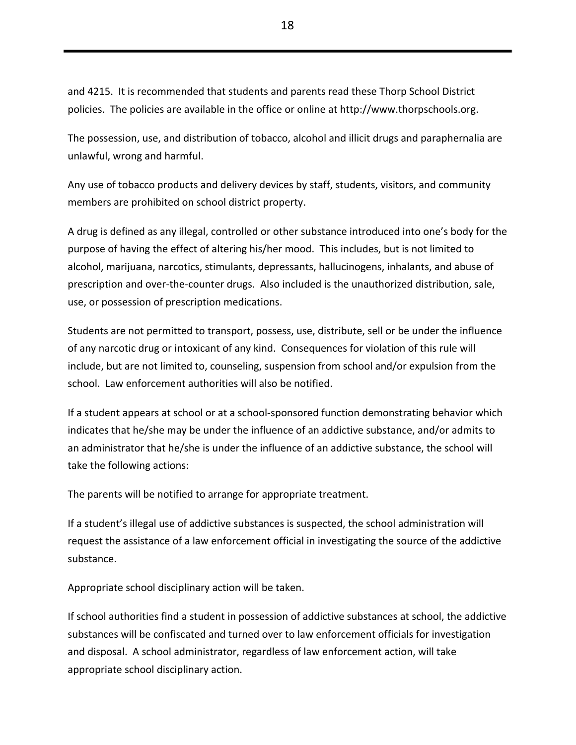and 4215. It is recommended that students and parents read these Thorp School District policies. The policies are available in the office or online at http://www.thorpschools.org.

The possession, use, and distribution of tobacco, alcohol and illicit drugs and paraphernalia are unlawful, wrong and harmful.

Any use of tobacco products and delivery devices by staff, students, visitors, and community members are prohibited on school district property.

A drug is defined as any illegal, controlled or other substance introduced into one's body for the purpose of having the effect of altering his/her mood. This includes, but is not limited to alcohol, marijuana, narcotics, stimulants, depressants, hallucinogens, inhalants, and abuse of prescription and over-the-counter drugs. Also included is the unauthorized distribution, sale, use, or possession of prescription medications.

Students are not permitted to transport, possess, use, distribute, sell or be under the influence of any narcotic drug or intoxicant of any kind. Consequences for violation of this rule will include, but are not limited to, counseling, suspension from school and/or expulsion from the school. Law enforcement authorities will also be notified.

If a student appears at school or at a school-sponsored function demonstrating behavior which indicates that he/she may be under the influence of an addictive substance, and/or admits to an administrator that he/she is under the influence of an addictive substance, the school will take the following actions:

The parents will be notified to arrange for appropriate treatment.

If a student's illegal use of addictive substances is suspected, the school administration will request the assistance of a law enforcement official in investigating the source of the addictive substance.

Appropriate school disciplinary action will be taken.

If school authorities find a student in possession of addictive substances at school, the addictive substances will be confiscated and turned over to law enforcement officials for investigation and disposal. A school administrator, regardless of law enforcement action, will take appropriate school disciplinary action.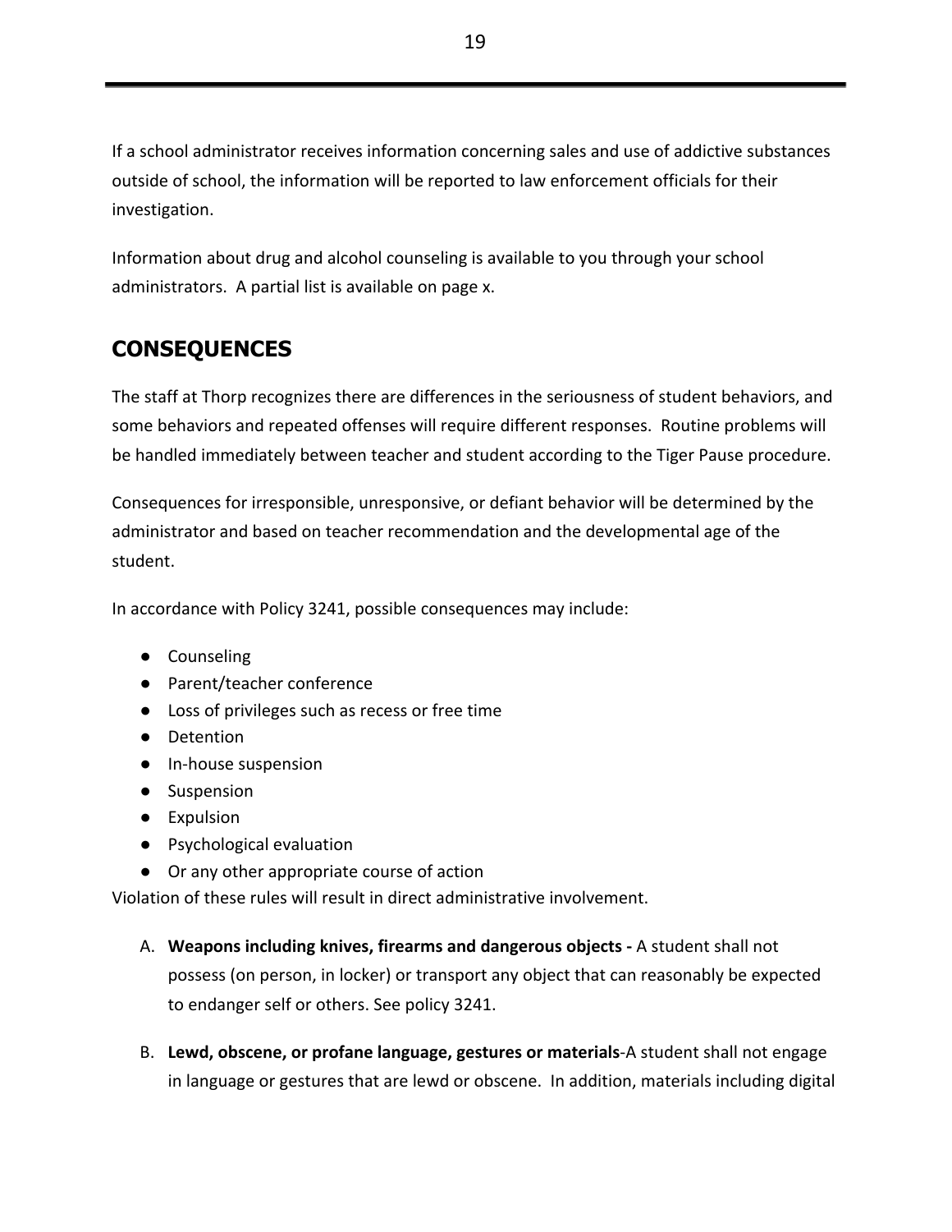If a school administrator receives information concerning sales and use of addictive substances outside of school, the information will be reported to law enforcement officials for their investigation.

Information about drug and alcohol counseling is available to you through your school administrators. A partial list is available on page x.

## CONSEQUENCES

The staff at Thorp recognizes there are differences in the seriousness of student behaviors, and some behaviors and repeated offenses will require different responses. Routine problems will be handled immediately between teacher and student according to the Tiger Pause procedure.

Consequences for irresponsible, unresponsive, or defiant behavior will be determined by the administrator and based on teacher recommendation and the developmental age of the student.

In accordance with Policy 3241, possible consequences may include:

- Counseling
- Parent/teacher conference
- Loss of privileges such as recess or free time
- Detention
- In-house suspension
- Suspension
- Expulsion
- Psychological evaluation
- Or any other appropriate course of action

Violation of these rules will result in direct administrative involvement.

A. **Weapons including knives, firearms and dangerous objects -** A student shall not possess (on person, in locker) or transport any object that can reasonably be expected to endanger self or others. See policy 3241.

B. **Lewd, obscene, or profane language, gestures or materials**-A student shall not engage in language or gestures that are lewd or obscene. In addition, materials including digital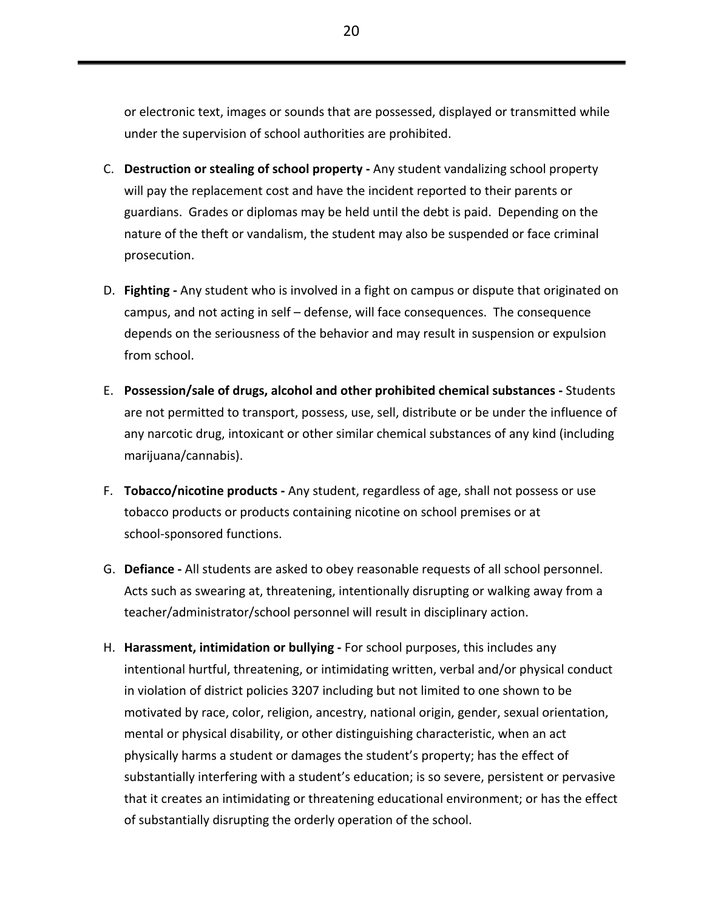or electronic text, images or sounds that are possessed, displayed or transmitted while under the supervision of school authorities are prohibited.

C. **Destruction or stealing of school property -** Any student vandalizing school property will pay the replacement cost and have the incident reported to their parents or guardians. Grades or diplomas may be held until the debt is paid. Depending on the nature of the theft or vandalism, the student may also be suspended or face criminal prosecution.

D. **Fighting -** Any student who is involved in a fight on campus or dispute that originated on campus, and not acting in self – defense, will face consequences. The consequence depends on the seriousness of the behavior and may result in suspension or expulsion from school.

E. **Possession/sale of drugs, alcohol and other prohibited chemical substances -** Students are not permitted to transport, possess, use, sell, distribute or be under the influence of any narcotic drug, intoxicant or other similar chemical substances of any kind (including marijuana/cannabis).

F. **Tobacco/nicotine products -** Any student, regardless of age, shall not possess or use tobacco products or products containing nicotine on school premises or at school-sponsored functions.

G. **Defiance -** All students are asked to obey reasonable requests of all school personnel. Acts such as swearing at, threatening, intentionally disrupting or walking away from a teacher/administrator/school personnel will result in disciplinary action.

H. **Harassment, intimidation or bullying -** For school purposes, this includes any intentional hurtful, threatening, or intimidating written, verbal and/or physical conduct in violation of district policies 3207 including but not limited to one shown to be motivated by race, color, religion, ancestry, national origin, gender, sexual orientation, mental or physical disability, or other distinguishing characteristic, when an act physically harms a student or damages the student's property; has the effect of substantially interfering with a student's education; is so severe, persistent or pervasive that it creates an intimidating or threatening educational environment; or has the effect of substantially disrupting the orderly operation of the school.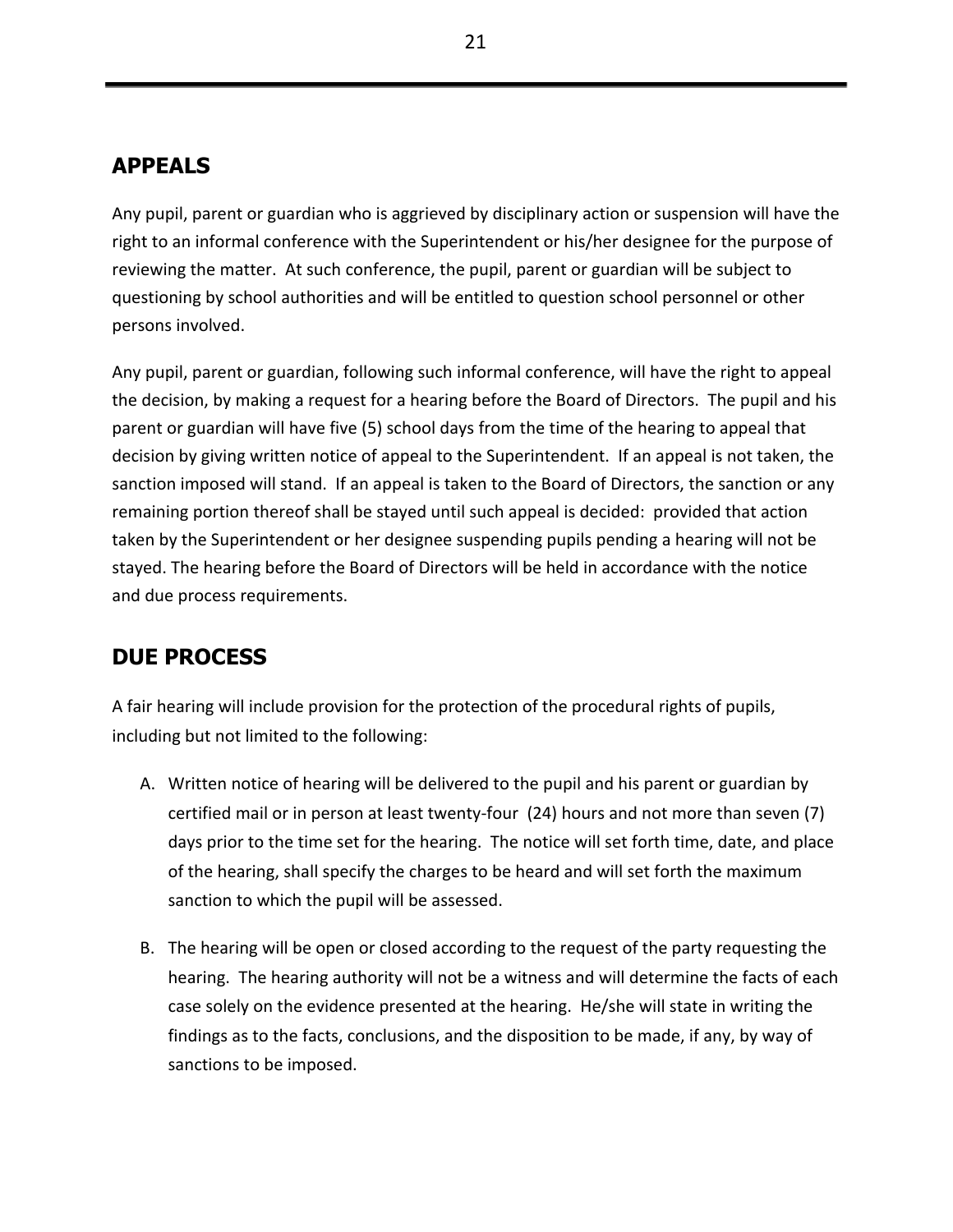## APPEALS

Any pupil, parent or guardian who is aggrieved by disciplinary action or suspension will have the right to an informal conference with the Superintendent or his/her designee for the purpose of reviewing the matter. At such conference, the pupil, parent or guardian will be subject to questioning by school authorities and will be entitled to question school personnel or other persons involved.

Any pupil, parent or guardian, following such informal conference, will have the right to appeal the decision, by making a request for a hearing before the Board of Directors. The pupil and his parent or guardian will have five (5) school days from the time of the hearing to appeal that decision by giving written notice of appeal to the Superintendent. If an appeal is not taken, the sanction imposed will stand. If an appeal is taken to the Board of Directors, the sanction or any remaining portion thereof shall be stayed until such appeal is decided: provided that action taken by the Superintendent or her designee suspending pupils pending a hearing will not be stayed. The hearing before the Board of Directors will be held in accordance with the notice and due process requirements.

## DUE PROCESS

A fair hearing will include provision for the protection of the procedural rights of pupils, including but not limited to the following:

A. Written notice of hearing will be delivered to the pupil and his parent or guardian by certified mail or in person at least twenty-four (24) hours and not more than seven (7) days prior to the time set for the hearing. The notice will set forth time, date, and place of the hearing, shall specify the charges to be heard and will set forth the maximum sanction to which the pupil will be assessed.

B. The hearing will be open or closed according to the request of the party requesting the hearing. The hearing authority will not be a witness and will determine the facts of each case solely on the evidence presented at the hearing. He/she will state in writing the findings as to the facts, conclusions, and the disposition to be made, if any, by way of sanctions to be imposed.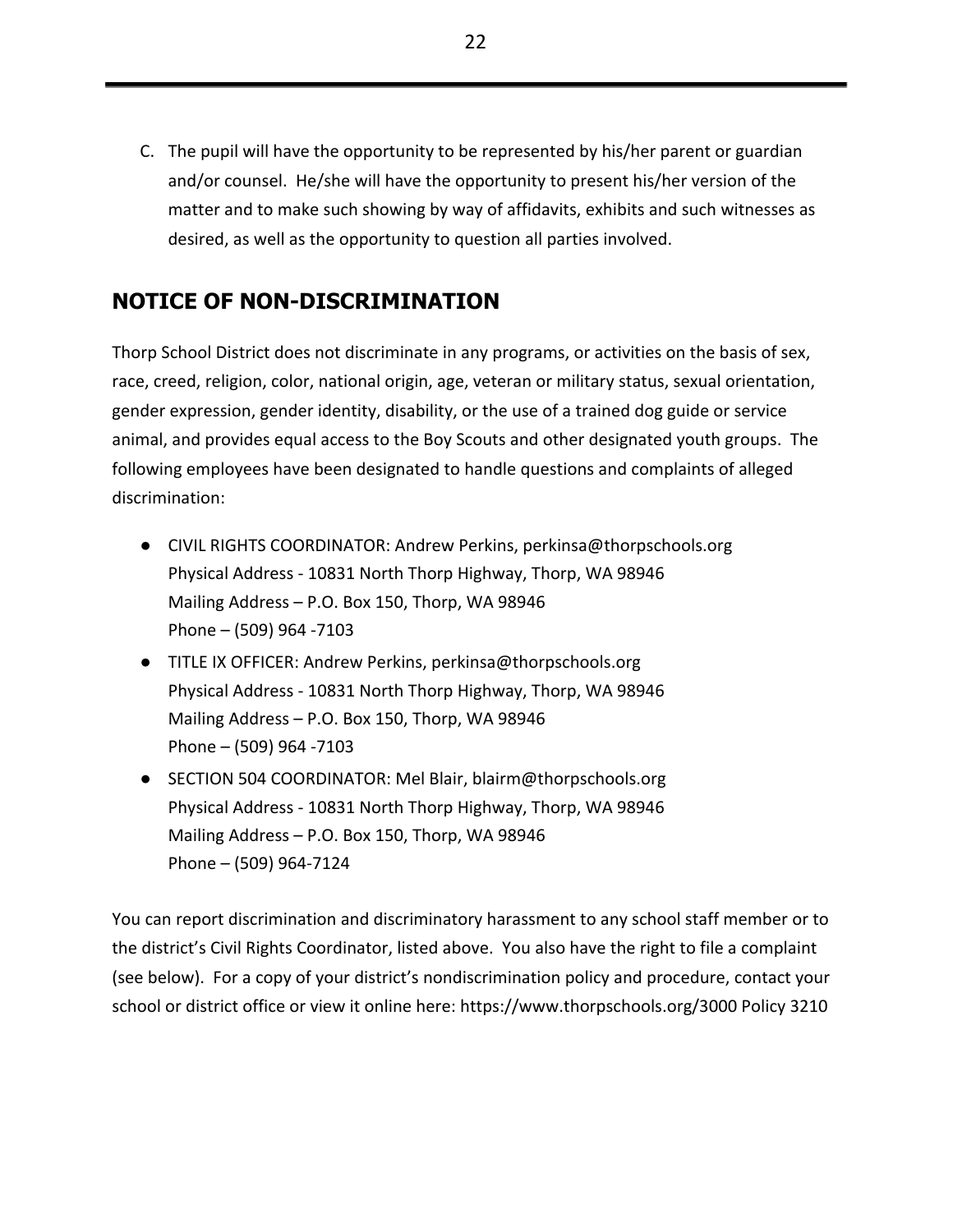C. The pupil will have the opportunity to be represented by his/her parent or guardian and/or counsel. He/she will have the opportunity to present his/her version of the matter and to make such showing by way of affidavits, exhibits and such witnesses as desired, as well as the opportunity to question all parties involved.

## NOTICE OF NON-DISCRIMINATION

Thorp School District does not discriminate in any programs, or activities on the basis of sex, race, creed, religion, color, national origin, age, veteran or military status, sexual orientation, gender expression, gender identity, disability, or the use of a trained dog guide or service animal, and provides equal access to the Boy Scouts and other designated youth groups. The following employees have been designated to handle questions and complaints of alleged discrimination:

- CIVIL RIGHTS COORDINATOR: Andrew Perkins, perkinsa@thorpschools.org
  Physical Address - 10831 North Thorp Highway, Thorp, WA 98946
  Mailing Address – P.O. Box 150, Thorp, WA 98946
  Phone – (509) 964 -7103
- TITLE IX OFFICER: Andrew Perkins, perkinsa@thorpschools.org
  Physical Address - 10831 North Thorp Highway, Thorp, WA 98946
  Mailing Address – P.O. Box 150, Thorp, WA 98946
  Phone – (509) 964 -7103
- SECTION 504 COORDINATOR: Mel Blair, blairm@thorpschools.org
  Physical Address - 10831 North Thorp Highway, Thorp, WA 98946
  Mailing Address – P.O. Box 150, Thorp, WA 98946
  Phone – (509) 964-7124

You can report discrimination and discriminatory harassment to any school staff member or to the district's Civil Rights Coordinator, listed above. You also have the right to file a complaint (see below). For a copy of your district's nondiscrimination policy and procedure, contact your school or district office or view it online here: https://www.thorpschools.org/3000 Policy 3210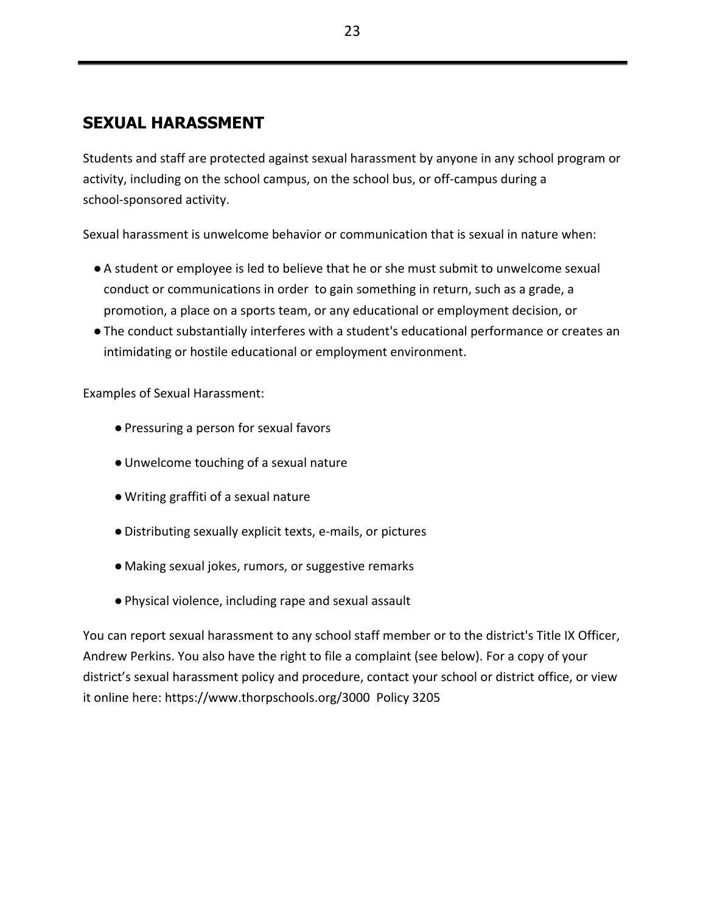## SEXUAL HARASSMENT

Students and staff are protected against sexual harassment by anyone in any school program or activity, including on the school campus, on the school bus, or off-campus during a school-sponsored activity.

Sexual harassment is unwelcome behavior or communication that is sexual in nature when:

- A student or employee is led to believe that he or she must submit to unwelcome sexual conduct or communications in order to gain something in return, such as a grade, a promotion, a place on a sports team, or any educational or employment decision, or
- The conduct substantially interferes with a student's educational performance or creates an intimidating or hostile educational or employment environment.

Examples of Sexual Harassment:

- Pressuring a person for sexual favors
- Unwelcome touching of a sexual nature
- Writing graffiti of a sexual nature
- Distributing sexually explicit texts, e-mails, or pictures
- Making sexual jokes, rumors, or suggestive remarks
- Physical violence, including rape and sexual assault

You can report sexual harassment to any school staff member or to the district's Title IX Officer, Andrew Perkins. You also have the right to file a complaint (see below). For a copy of your district's sexual harassment policy and procedure, contact your school or district office, or view it online here: https://www.thorpschools.org/3000 Policy 3205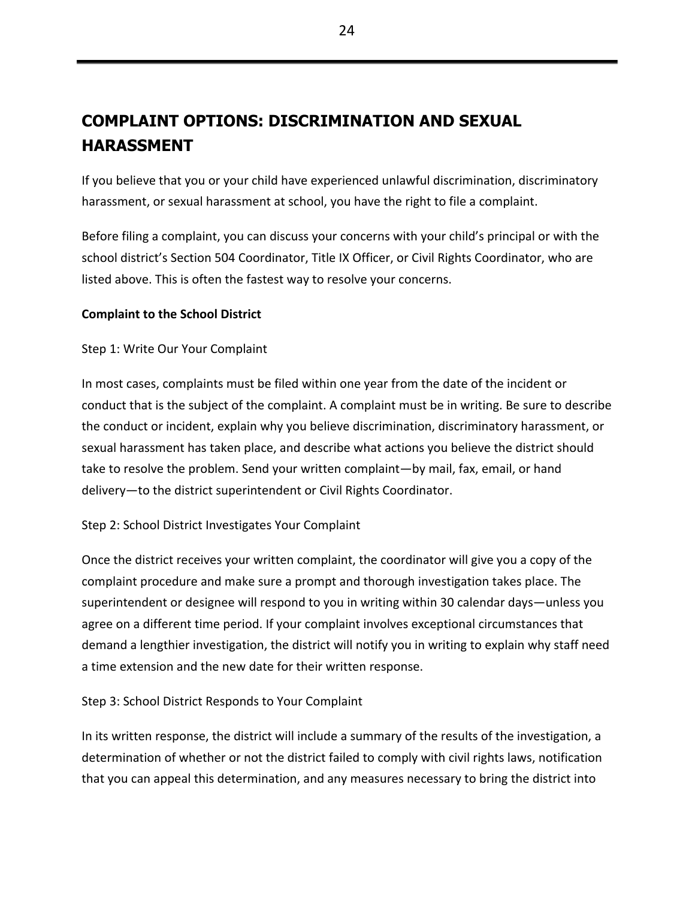## COMPLAINT OPTIONS: DISCRIMINATION AND SEXUAL HARASSMENT

If you believe that you or your child have experienced unlawful discrimination, discriminatory harassment, or sexual harassment at school, you have the right to file a complaint.

Before filing a complaint, you can discuss your concerns with your child's principal or with the school district's Section 504 Coordinator, Title IX Officer, or Civil Rights Coordinator, who are listed above. This is often the fastest way to resolve your concerns.

**Complaint to the School District**

Step 1: Write Our Your Complaint

In most cases, complaints must be filed within one year from the date of the incident or conduct that is the subject of the complaint. A complaint must be in writing. Be sure to describe the conduct or incident, explain why you believe discrimination, discriminatory harassment, or sexual harassment has taken place, and describe what actions you believe the district should take to resolve the problem. Send your written complaint—by mail, fax, email, or hand delivery—to the district superintendent or Civil Rights Coordinator.

Step 2: School District Investigates Your Complaint

Once the district receives your written complaint, the coordinator will give you a copy of the complaint procedure and make sure a prompt and thorough investigation takes place. The superintendent or designee will respond to you in writing within 30 calendar days—unless you agree on a different time period. If your complaint involves exceptional circumstances that demand a lengthier investigation, the district will notify you in writing to explain why staff need a time extension and the new date for their written response.

Step 3: School District Responds to Your Complaint

In its written response, the district will include a summary of the results of the investigation, a determination of whether or not the district failed to comply with civil rights laws, notification that you can appeal this determination, and any measures necessary to bring the district into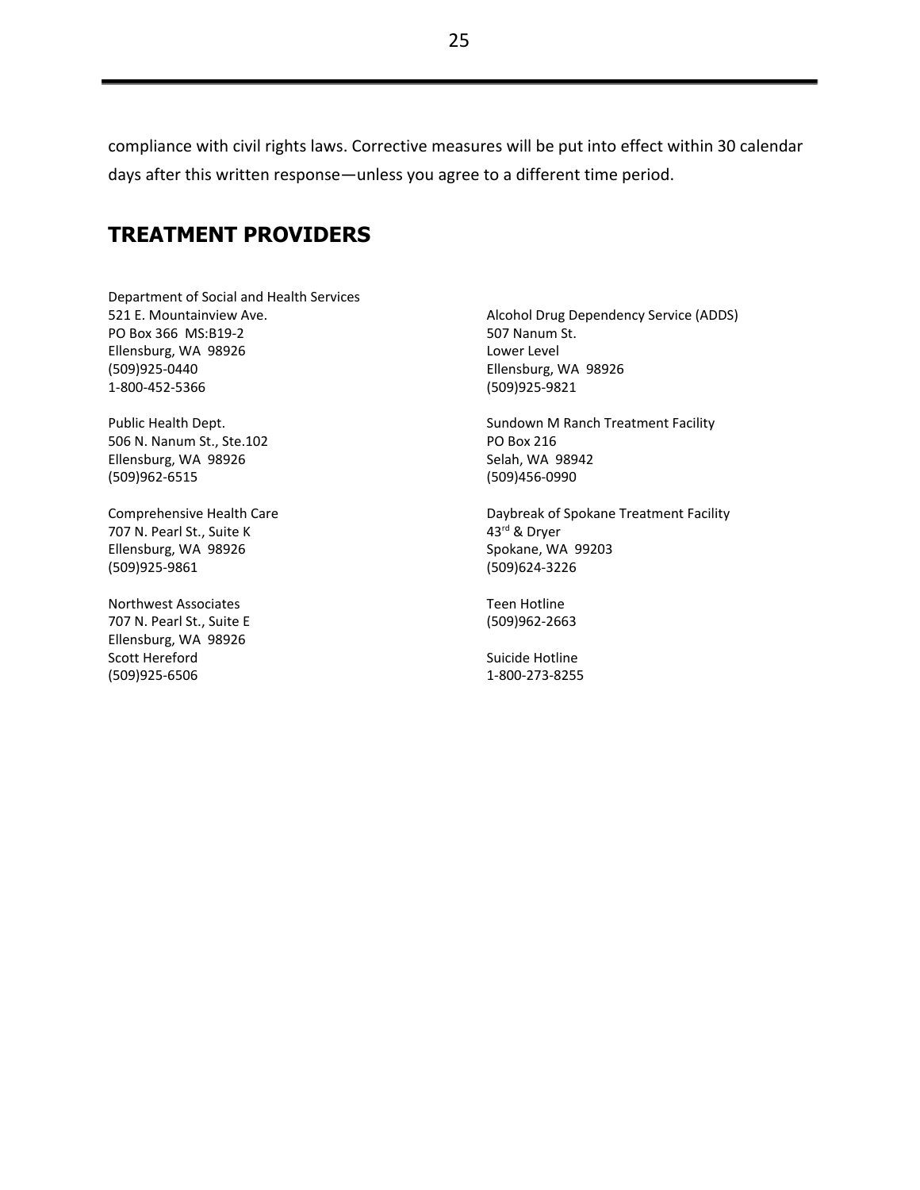compliance with civil rights laws. Corrective measures will be put into effect within 30 calendar days after this written response—unless you agree to a different time period.

## TREATMENT PROVIDERS

Department of Social and Health Services
521 E. Mountainview Ave.
PO Box 366 MS:B19-2
Ellensburg, WA 98926
(509)925-0440
1-800-452-5366

Public Health Dept.
506 N. Nanum St., Ste.102
Ellensburg, WA 98926
(509)962-6515

Comprehensive Health Care
707 N. Pearl St., Suite K
Ellensburg, WA 98926
(509)925-9861

Northwest Associates
707 N. Pearl St., Suite E
Ellensburg, WA 98926
Scott Hereford
(509)925-6506

Alcohol Drug Dependency Service (ADDS)
507 Nanum St.
Lower Level
Ellensburg, WA 98926
(509)925-9821

Sundown M Ranch Treatment Facility
PO Box 216
Selah, WA 98942
(509)456-0990

Daybreak of Spokane Treatment Facility
43rd & Dryer
Spokane, WA 99203
(509)624-3226

Teen Hotline
(509)962-2663

Suicide Hotline
1-800-273-8255